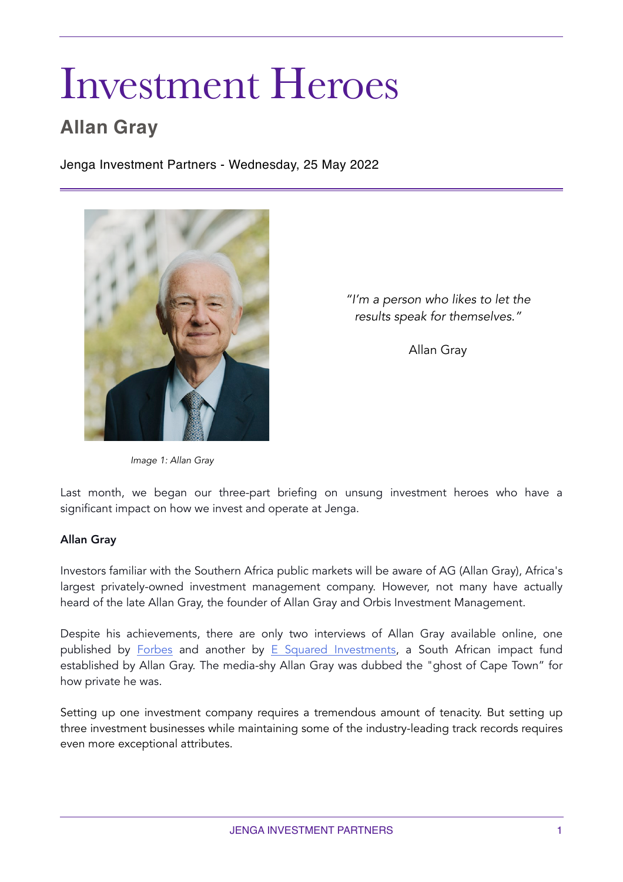# Investment Heroes

## Allan Gray

Jenga Investment Partners - Wednesday, 25 May 2022

*"I'm a person who likes to let the results speak for themselves."*

Allan Gray

*Image 1: Allan Gray*

Last month, we began our three-part briefing on unsung investment heroes who have a significant impact on how we invest and operate at Jenga.

**Allan Gray**

Investors familiar with the Southern Africa public markets will be aware of AG (Allan Gray), Africa's largest privately-owned investment management company. However, not many have actually heard of the late Allan Gray, the founder of Allan Gray and Orbis Investment Management.

Despite his achievements, there are only two interviews of Allan Gray available online, one published by Forbes and another by E Squared Investments, a South African impact fund established by Allan Gray. The media-shy Allan Gray was dubbed the "ghost of Cape Town" for how private he was.

Setting up one investment company requires a tremendous amount of tenacity. But setting up three investment businesses while maintaining some of the industry-leading track records requires even more exceptional attributes.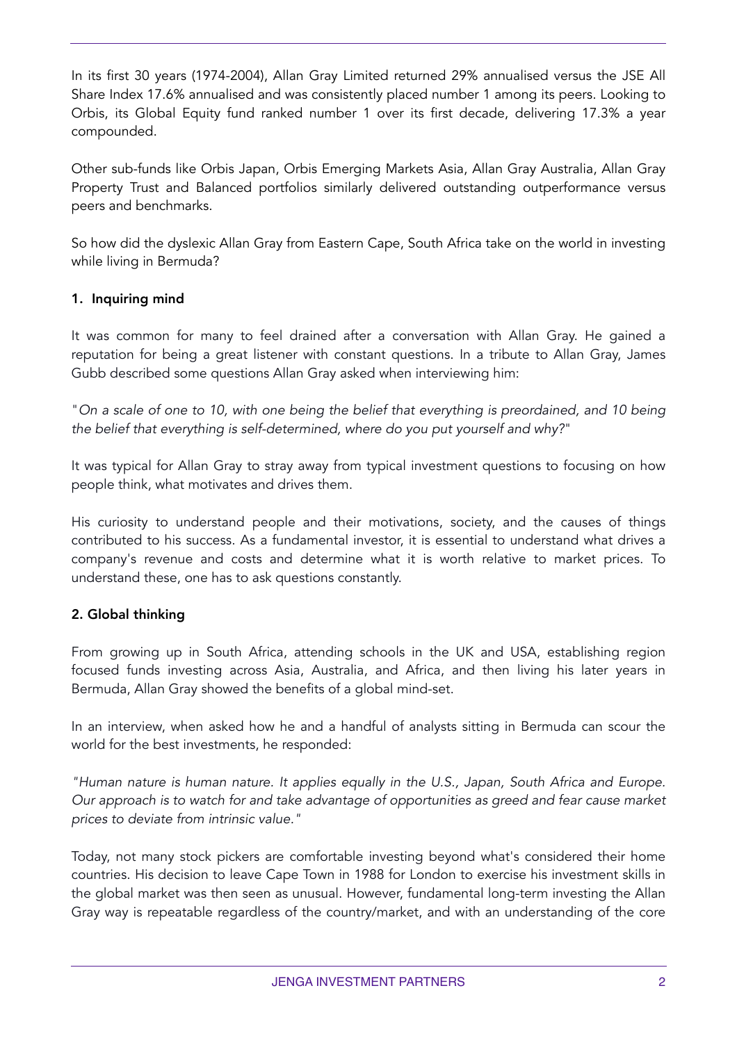In its first 30 years (1974-2004), Allan Gray Limited returned 29% annualised versus the JSE All Share Index 17.6% annualised and was consistently placed number 1 among its peers. Looking to Orbis, its Global Equity fund ranked number 1 over its first decade, delivering 17.3% a year compounded.

Other sub-funds like Orbis Japan, Orbis Emerging Markets Asia, Allan Gray Australia, Allan Gray Property Trust and Balanced portfolios similarly delivered outstanding outperformance versus peers and benchmarks.

So how did the dyslexic Allan Gray from Eastern Cape, South Africa take on the world in investing while living in Bermuda?

### 1. Inquiring mind

It was common for many to feel drained after a conversation with Allan Gray. He gained a reputation for being a great listener with constant questions. In a tribute to Allan Gray, James Gubb described some questions Allan Gray asked when interviewing him:

"*On a scale of one to 10, with one being the belief that everything is preordained, and 10 being the belief that everything is self-determined, where do you put yourself and why?*"

It was typical for Allan Gray to stray away from typical investment questions to focusing on how people think, what motivates and drives them.

His curiosity to understand people and their motivations, society, and the causes of things contributed to his success. As a fundamental investor, it is essential to understand what drives a company's revenue and costs and determine what it is worth relative to market prices. To understand these, one has to ask questions constantly.

### 2. Global thinking

From growing up in South Africa, attending schools in the UK and USA, establishing region focused funds investing across Asia, Australia, and Africa, and then living his later years in Bermuda, Allan Gray showed the benefits of a global mind-set.

In an interview, when asked how he and a handful of analysts sitting in Bermuda can scour the world for the best investments, he responded:

*"Human nature is human nature. It applies equally in the U.S., Japan, South Africa and Europe. Our approach is to watch for and take advantage of opportunities as greed and fear cause market prices to deviate from intrinsic value."*

Today, not many stock pickers are comfortable investing beyond what's considered their home countries. His decision to leave Cape Town in 1988 for London to exercise his investment skills in the global market was then seen as unusual. However, fundamental long-term investing the Allan Gray way is repeatable regardless of the country/market, and with an understanding of the core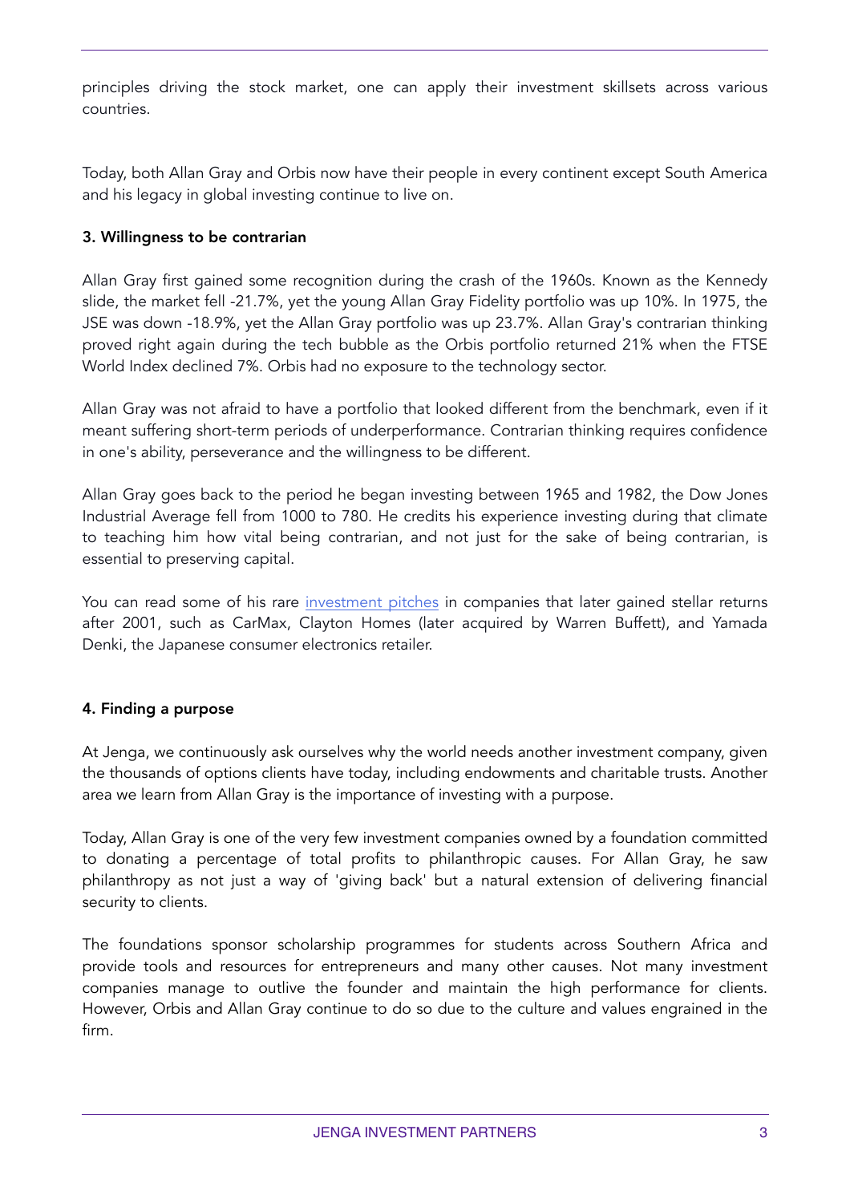principles driving the stock market, one can apply their investment skillsets across various countries.

Today, both Allan Gray and Orbis now have their people in every continent except South America and his legacy in global investing continue to live on.

**3. Willingness to be contrarian**

Allan Gray first gained some recognition during the crash of the 1960s. Known as the Kennedy slide, the market fell -21.7%, yet the young Allan Gray Fidelity portfolio was up 10%. In 1975, the JSE was down -18.9%, yet the Allan Gray portfolio was up 23.7%. Allan Gray's contrarian thinking proved right again during the tech bubble as the Orbis portfolio returned 21% when the FTSE World Index declined 7%. Orbis had no exposure to the technology sector.

Allan Gray was not afraid to have a portfolio that looked different from the benchmark, even if it meant suffering short-term periods of underperformance. Contrarian thinking requires confidence in one's ability, perseverance and the willingness to be different.

Allan Gray goes back to the period he began investing between 1965 and 1982, the Dow Jones Industrial Average fell from 1000 to 780. He credits his experience investing during that climate to teaching him how vital being contrarian, and not just for the sake of being contrarian, is essential to preserving capital.

You can read some of his rare [investment pitches]() in companies that later gained stellar returns after 2001, such as CarMax, Clayton Homes (later acquired by Warren Buffett), and Yamada Denki, the Japanese consumer electronics retailer.

**4. Finding a purpose**

At Jenga, we continuously ask ourselves why the world needs another investment company, given the thousands of options clients have today, including endowments and charitable trusts. Another area we learn from Allan Gray is the importance of investing with a purpose.

Today, Allan Gray is one of the very few investment companies owned by a foundation committed to donating a percentage of total profits to philanthropic causes. For Allan Gray, he saw philanthropy as not just a way of 'giving back' but a natural extension of delivering financial security to clients.

The foundations sponsor scholarship programmes for students across Southern Africa and provide tools and resources for entrepreneurs and many other causes. Not many investment companies manage to outlive the founder and maintain the high performance for clients. However, Orbis and Allan Gray continue to do so due to the culture and values engrained in the firm.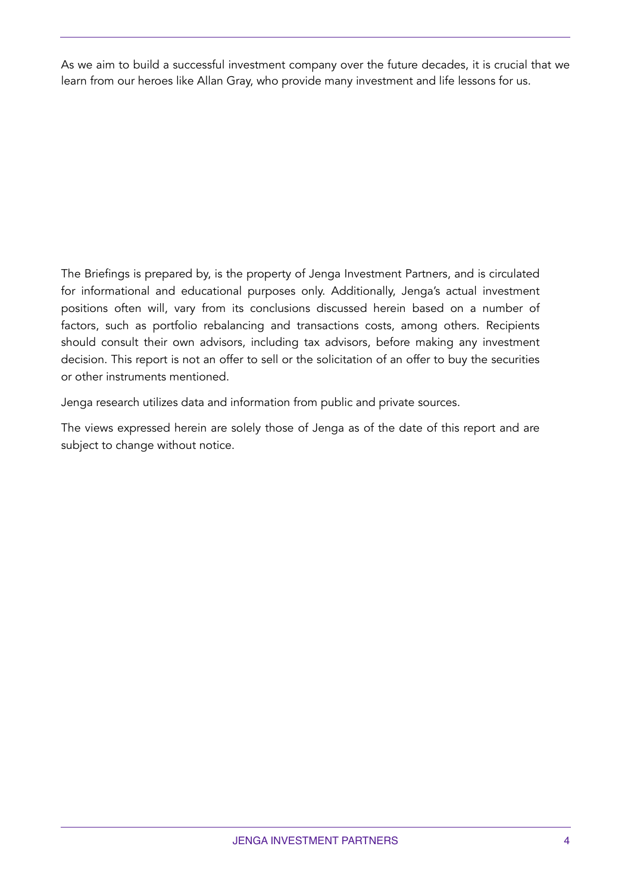As we aim to build a successful investment company over the future decades, it is crucial that we learn from our heroes like Allan Gray, who provide many investment and life lessons for us.

The Briefings is prepared by, is the property of Jenga Investment Partners, and is circulated for informational and educational purposes only. Additionally, Jenga's actual investment positions often will, vary from its conclusions discussed herein based on a number of factors, such as portfolio rebalancing and transactions costs, among others. Recipients should consult their own advisors, including tax advisors, before making any investment decision. This report is not an offer to sell or the solicitation of an offer to buy the securities or other instruments mentioned.

Jenga research utilizes data and information from public and private sources.

The views expressed herein are solely those of Jenga as of the date of this report and are subject to change without notice.